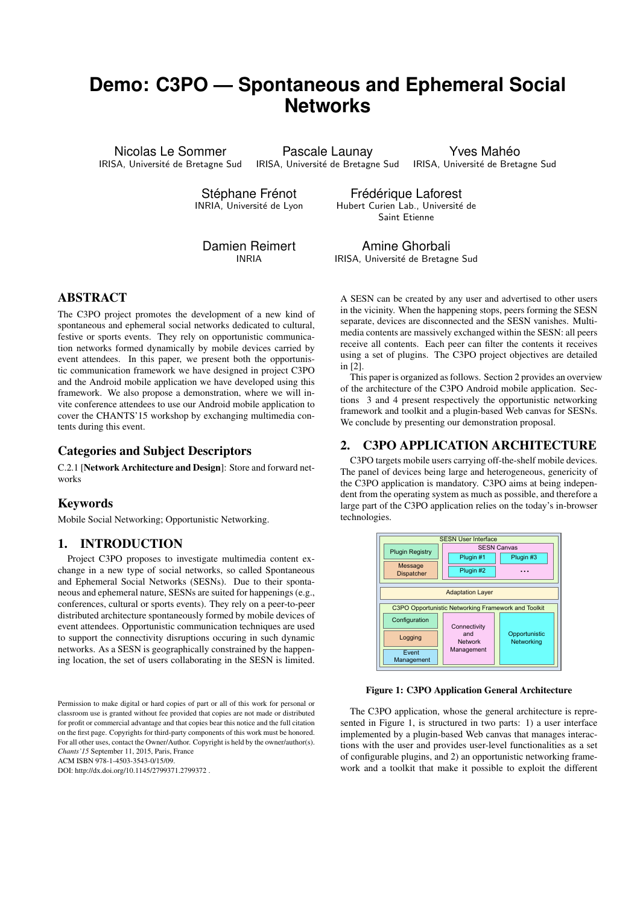# Demo: C3PO — Spontaneous and Ephemeral Social Networks

Nicolas Le Sommer
IRISA, Université de Bretagne Sud

Pascale Launay
IRISA, Université de Bretagne Sud

Yves Mahéo
IRISA, Université de Bretagne Sud

Stéphane Frénot
INRIA, Université de Lyon

Frédérique Laforest
Hubert Curien Lab., Université de Saint Etienne

Damien Reimert
INRIA

Amine Ghorbali
IRISA, Université de Bretagne Sud

## ABSTRACT

The C3PO project promotes the development of a new kind of spontaneous and ephemeral social networks dedicated to cultural, festive or sports events. They rely on opportunistic communication networks formed dynamically by mobile devices carried by event attendees. In this paper, we present both the opportunistic communication framework we have designed in project C3PO and the Android mobile application we have developed using this framework. We also propose a demonstration, where we will invite conference attendees to use our Android mobile application to cover the CHANTS'15 workshop by exchanging multimedia contents during this event.

## Categories and Subject Descriptors

C.2.1 [**Network Architecture and Design**]: Store and forward networks

## Keywords

Mobile Social Networking; Opportunistic Networking.

## 1. INTRODUCTION

Project C3PO proposes to investigate multimedia content exchange in a new type of social networks, so called Spontaneous and Ephemeral Social Networks (SESNs). Due to their spontaneous and ephemeral nature, SESNs are suited for happenings (e.g., conferences, cultural or sports events). They rely on a peer-to-peer distributed architecture spontaneously formed by mobile devices of event attendees. Opportunistic communication techniques are used to support the connectivity disruptions occuring in such dynamic networks. As a SESN is geographically constrained by the happening location, the set of users collaborating in the SESN is limited. A SESN can be created by any user and advertised to other users in the vicinity. When the happening stops, peers forming the SESN separate, devices are disconnected and the SESN vanishes. Multimedia contents are massively exchanged within the SESN: all peers receive all contents. Each peer can filter the contents it receives using a set of plugins. The C3PO project objectives are detailed in [2].

This paper is organized as follows. Section 2 provides an overview of the architecture of the C3PO Android mobile application. Sections 3 and 4 present respectively the opportunistic networking framework and toolkit and a plugin-based Web canvas for SESNs. We conclude by presenting our demonstration proposal.

Permission to make digital or hard copies of part or all of this work for personal or classroom use is granted without fee provided that copies are not made or distributed for profit or commercial advantage and that copies bear this notice and the full citation on the first page. Copyrights for third-party components of this work must be honored. For all other uses, contact the Owner/Author. Copyright is held by the owner/author(s).
*Chants'15* September 11, 2015, Paris, France
ACM ISBN 978-1-4503-3543-0/15/09.
DOI: http://dx.doi.org/10.1145/2799371.2799372 .

## 2. C3PO APPLICATION ARCHITECTURE

C3PO targets mobile users carrying off-the-shelf mobile devices. The panel of devices being large and heterogeneous, genericity of the C3PO application is mandatory. C3PO aims at being independent from the operating system as much as possible, and therefore a large part of the C3PO application relies on the today's in-browser technologies.

| SESN User Interface | |
|---|---|
| Plugin Registry | SESN Canvas: Plugin #1, Plugin #2, Plugin #3, ... |
| Message Dispatcher | |
| Adaptation Layer | |
| C3PO Opportunistic Networking Framework and Toolkit | |
| Configuration, Logging, Event Management | Connectivity and Network Management; Opportunist Networking |

**Figure 1: C3PO Application General Architecture**

The C3PO application, whose the general architecture is represented in Figure 1, is structured in two parts: 1) a user interface implemented by a plugin-based Web canvas that manages interactions with the user and provides user-level functionalities as a set of configurable plugins, and 2) an opportunistic networking framework and a toolkit that make it possible to exploit the different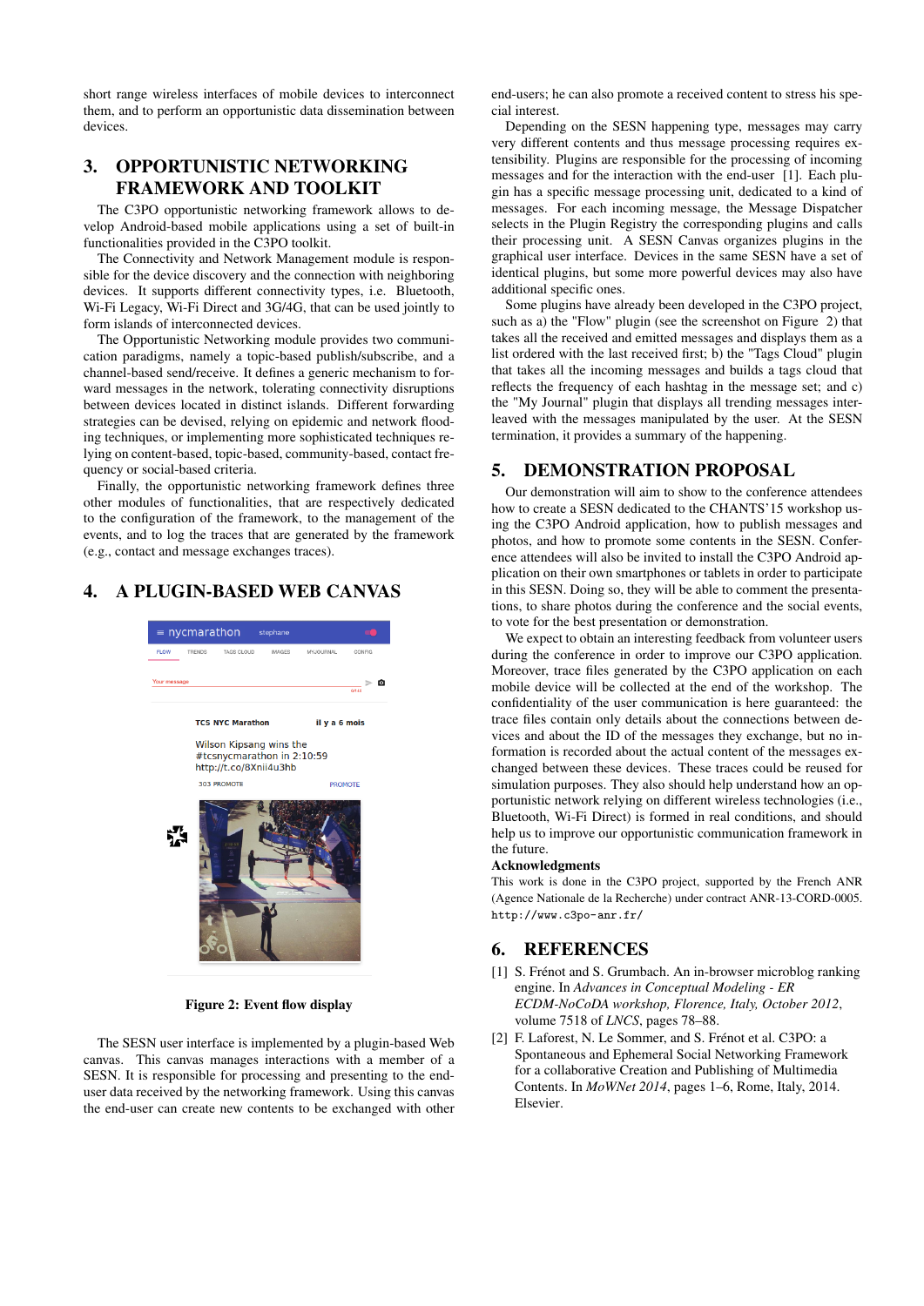short range wireless interfaces of mobile devices to interconnect them, and to perform an opportunistic data dissemination between devices.

## 3. OPPORTUNISTIC NETWORKING FRAMEWORK AND TOOLKIT

The C3PO opportunistic networking framework allows to develop Android-based mobile applications using a set of built-in functionalities provided in the C3PO toolkit.

The Connectivity and Network Management module is responsible for the device discovery and the connection with neighboring devices. It supports different connectivity types, i.e. Bluetooth, Wi-Fi Legacy, Wi-Fi Direct and 3G/4G, that can be used jointly to form islands of interconnected devices.

The Opportunistic Networking module provides two communication paradigms, namely a topic-based publish/subscribe, and a channel-based send/receive. It defines a generic mechanism to forward messages in the network, tolerating connectivity disruptions between devices located in distinct islands. Different forwarding strategies can be devised, relying on epidemic and network flooding techniques, or implementing more sophisticated techniques relying on content-based, topic-based, community-based, contact frequency or social-based criteria.

Finally, the opportunistic networking framework defines three other modules of functionalities, that are respectively dedicated to the configuration of the framework, to the management of the events, and to log the traces that are generated by the framework (e.g., contact and message exchanges traces).

## 4. A PLUGIN-BASED WEB CANVAS

Figure 2: Event flow display

The SESN user interface is implemented by a plugin-based Web canvas. This canvas manages interactions with a member of a SESN. It is responsible for processing and presenting to the end-user data received by the networking framework. Using this canvas the end-user can create new contents to be exchanged with other end-users; he can also promote a received content to stress his special interest.

Depending on the SESN happening type, messages may carry very different contents and thus message processing requires extensibility. Plugins are responsible for the processing of incoming messages and for the interaction with the end-user [1]. Each plugin has a specific message processing unit, dedicated to a kind of messages. For each incoming message, the Message Dispatcher selects in the Plugin Registry the corresponding plugins and calls their processing unit. A SESN Canvas organizes plugins in the graphical user interface. Devices in the same SESN have a set of identical plugins, but some more powerful devices may also have additional specific ones.

Some plugins have already been developed in the C3PO project, such as a) the "Flow" plugin (see the screenshot on Figure 2) that takes all the received and emitted messages and displays them as a list ordered with the last received first; b) the "Tags Cloud" plugin that takes all the incoming messages and builds a tags cloud that reflects the frequency of each hashtag in the message set; and c) the "My Journal" plugin that displays all trending messages interleaved with the messages manipulated by the user. At the SESN termination, it provides a summary of the happening.

## 5. DEMONSTRATION PROPOSAL

Our demonstration will aim to show to the conference attendees how to create a SESN dedicated to the CHANTS'15 workshop using the C3PO Android application, how to publish messages and photos, and how to promote some contents in the SESN. Conference attendees will also be invited to install the C3PO Android application on their own smartphones or tablets in order to participate in this SESN. Doing so, they will be able to comment the presentations, to share photos during the conference and the social events, to vote for the best presentation or demonstration.

We expect to obtain an interesting feedback from volunteer users during the conference in order to improve our C3PO application. Moreover, trace files generated by the C3PO application on each mobile device will be collected at the end of the workshop. The confidentiality of the user communication is here guaranteed: the trace files contain only details about the connections between devices and about the ID of the messages they exchange, but no information is recorded about the actual content of the messages exchanged between these devices. These traces could be reused for simulation purposes. They also should help understand how an opportunistic network relying on different wireless technologies (i.e., Bluetooth, Wi-Fi Direct) is formed in real conditions, and should help us to improve our opportunistic communication framework in the future.

**Acknowledgments**

This work is done in the C3PO project, supported by the French ANR (Agence Nationale de la Recherche) under contract ANR-13-CORD-0005. http://www.c3po-anr.fr/

## 6. REFERENCES

[1] S. Frénot and S. Grumbach. An in-browser microblog ranking engine. In *Advances in Conceptual Modeling - ER ECDM-NoCoDA workshop, Florence, Italy, October 2012*, volume 7518 of *LNCS*, pages 78–88.

[2] F. Laforest, N. Le Sommer, and S. Frénot et al. C3PO: a Spontaneous and Ephemeral Social Networking Framework for a collaborative Creation and Publishing of Multimedia Contents. In *MoWNet 2014*, pages 1–6, Rome, Italy, 2014. Elsevier.